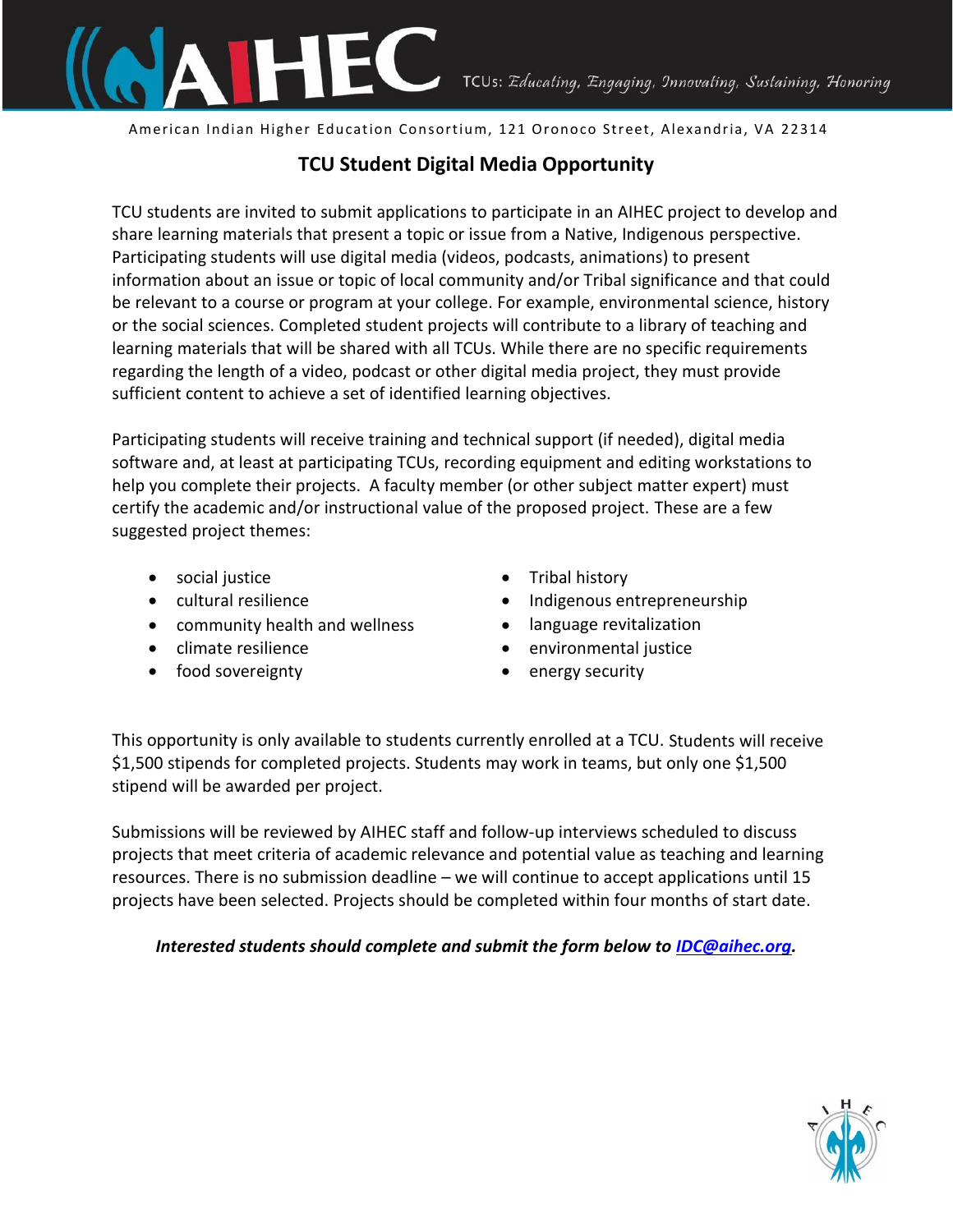AIHEC — TCUs: *Educating, Engaging, Innovating, Sustaining, Honoring*

American Indian Higher Education Consortium, 121 Oronoco Street, Alexandria, VA 22314

## TCU Student Digital Media Opportunity

TCU students are invited to submit applications to participate in an AIHEC project to develop and share learning materials that present a topic or issue from a Native, Indigenous perspective. Participating students will use digital media (videos, podcasts, animations) to present information about an issue or topic of local community and/or Tribal significance and that could be relevant to a course or program at your college. For example, environmental science, history or the social sciences. Completed student projects will contribute to a library of teaching and learning materials that will be shared with all TCUs. While there are no specific requirements regarding the length of a video, podcast or other digital media project, they must provide sufficient content to achieve a set of identified learning objectives.

Participating students will receive training and technical support (if needed), digital media software and, at least at participating TCUs, recording equipment and editing workstations to help you complete their projects. A faculty member (or other subject matter expert) must certify the academic and/or instructional value of the proposed project. These are a few suggested project themes:

- social justice
- cultural resilience
- community health and wellness
- climate resilience
- food sovereignty
- Tribal history
- Indigenous entrepreneurship
- language revitalization
- environmental justice
- energy security

This opportunity is only available to students currently enrolled at a TCU. Students will receive $1,500 stipends for completed projects. Students may work in teams, but only one $1,500 stipend will be awarded per project.

Submissions will be reviewed by AIHEC staff and follow-up interviews scheduled to discuss projects that meet criteria of academic relevance and potential value as teaching and learning resources. There is no submission deadline – we will continue to accept applications until 15 projects have been selected. Projects should be completed within four months of start date.

***Interested students should complete and submit the form below to [IDC@aihec.org](mailto:IDC@aihec.org).***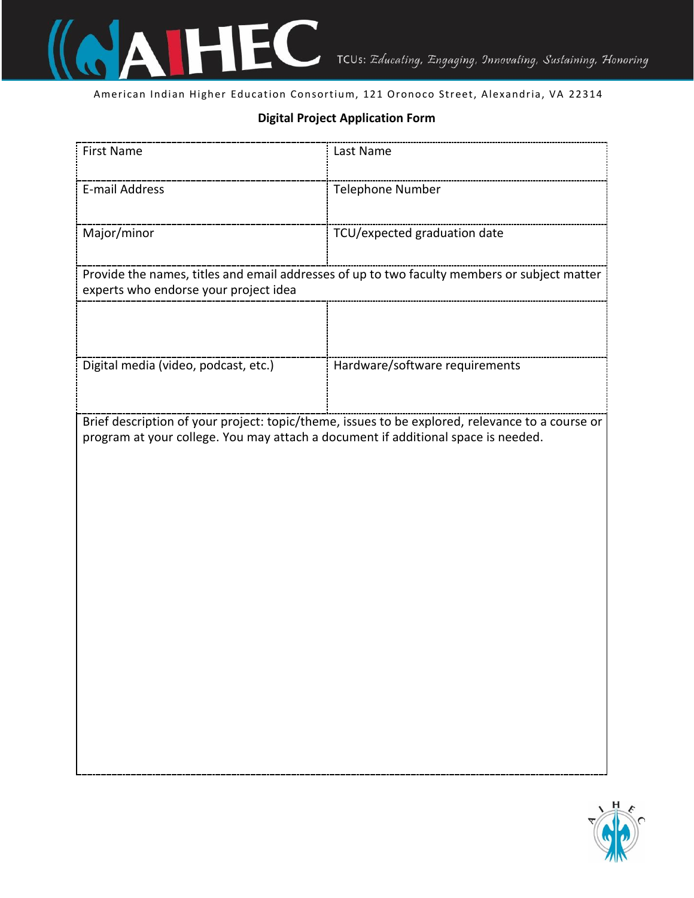American Indian Higher Education Consortium, 121 Oronoco Street, Alexandria, VA 22314

**Digital Project Application Form**

| | |
|---|---|
| First Name | Last Name |
| E-mail Address | Telephone Number |
| Major/minor | TCU/expected graduation date |
| Provide the names, titles and email addresses of up to two faculty members or subject matter experts who endorse your project idea | |
| | |
| Digital media (video, podcast, etc.) | Hardware/software requirements |
| Brief description of your project: topic/theme, issues to be explored, relevance to a course or program at your college. You may attach a document if additional space is needed. | |